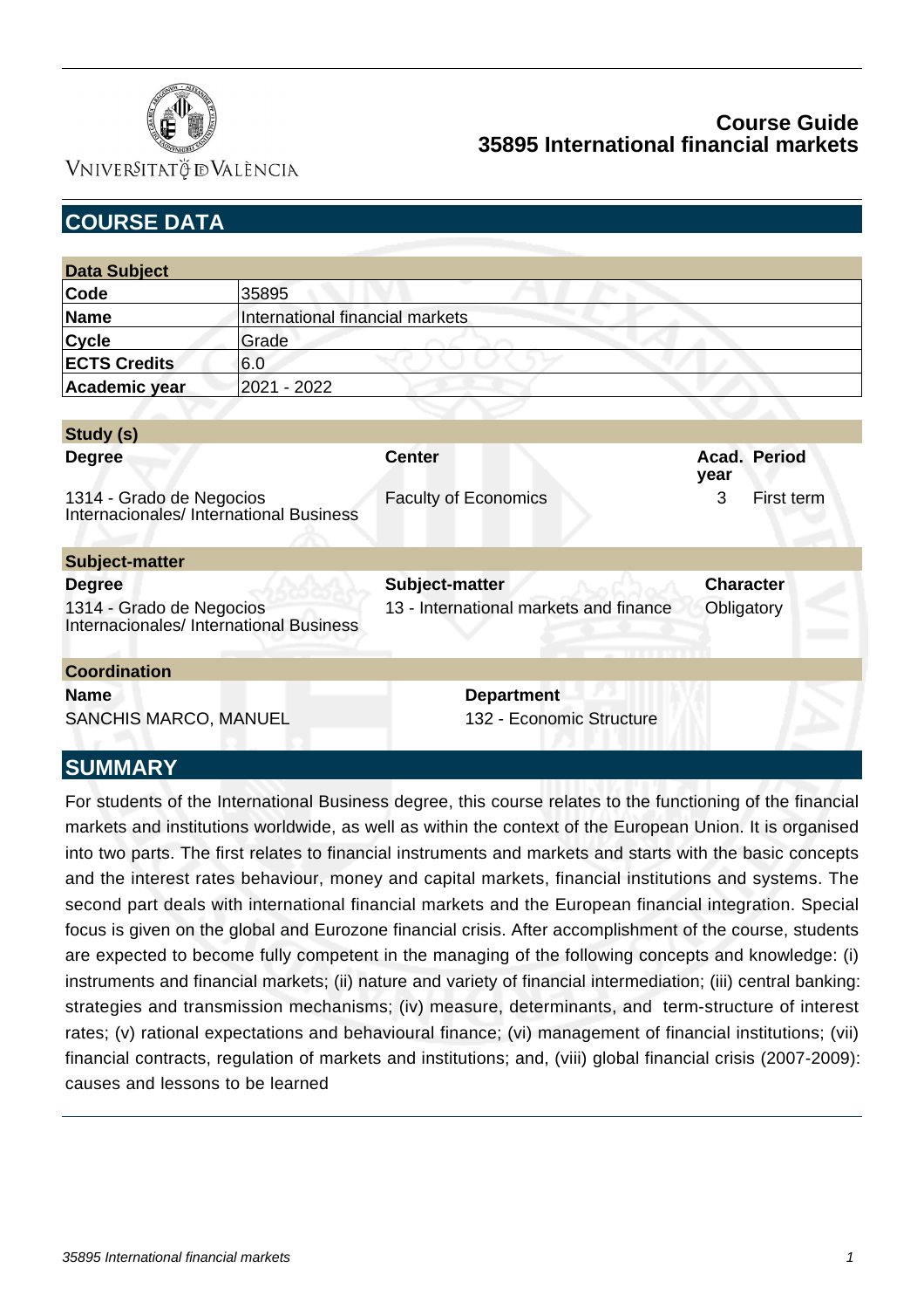# Course Guide
# 35895 International financial markets

## COURSE DATA

| Data Subject | |
|---|---|
| **Code** | 35895 |
| **Name** | International financial markets |
| **Cycle** | Grade |
| **ECTS Credits** | 6.0 |
| **Academic year** | 2021 - 2022 |

| Study (s) | | | |
|---|---|---|---|
| **Degree** | **Center** | **Acad. year** | **Period** |
| 1314 - Grado de Negocios Internacionales/ International Business | Faculty of Economics | 3 | First term |

| Subject-matter | | |
|---|---|---|
| **Degree** | **Subject-matter** | **Character** |
| 1314 - Grado de Negocios Internacionales/ International Business | 13 - International markets and finance | Obligatory |

| Coordination | |
|---|---|
| **Name** | **Department** |
| SANCHIS MARCO, MANUEL | 132 - Economic Structure |

## SUMMARY

For students of the International Business degree, this course relates to the functioning of the financial markets and institutions worldwide, as well as within the context of the European Union. It is organised into two parts. The first relates to financial instruments and markets and starts with the basic concepts and the interest rates behaviour, money and capital markets, financial institutions and systems. The second part deals with international financial markets and the European financial integration. Special focus is given on the global and Eurozone financial crisis. After accomplishment of the course, students are expected to become fully competent in the managing of the following concepts and knowledge: (i) instruments and financial markets; (ii) nature and variety of financial intermediation; (iii) central banking: strategies and transmission mechanisms; (iv) measure, determinants, and term-structure of interest rates; (v) rational expectations and behavioural finance; (vi) management of financial institutions; (vii) financial contracts, regulation of markets and institutions; and, (viii) global financial crisis (2007-2009): causes and lessons to be learned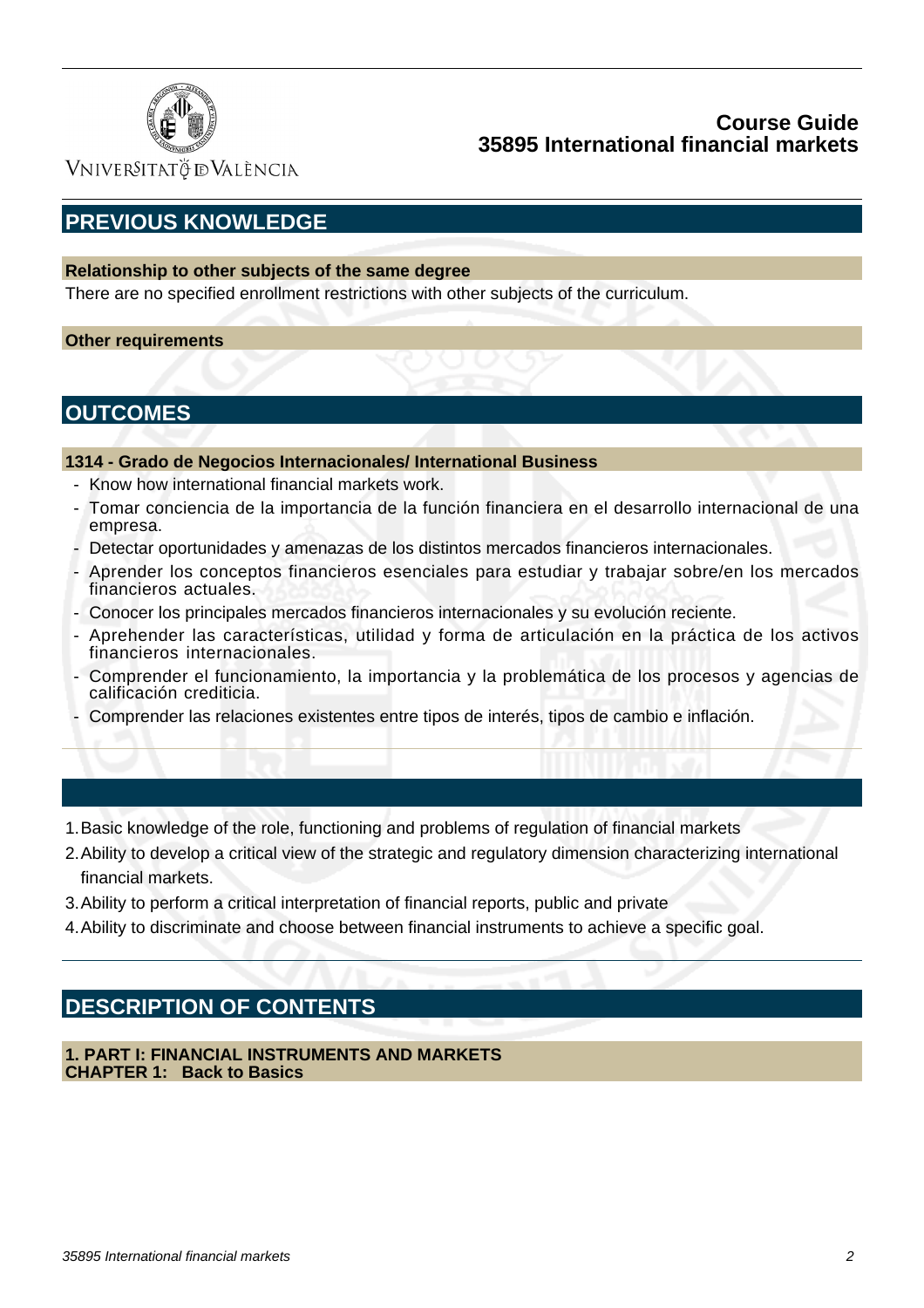## PREVIOUS KNOWLEDGE

### Relationship to other subjects of the same degree

There are no specified enrollment restrictions with other subjects of the curriculum.

### Other requirements

## OUTCOMES

### 1314 - Grado de Negocios Internacionales/ International Business

- Know how international financial markets work.
- Tomar conciencia de la importancia de la función financiera en el desarrollo internacional de una empresa.
- Detectar oportunidades y amenazas de los distintos mercados financieros internacionales.
- Aprender los conceptos financieros esenciales para estudiar y trabajar sobre/en los mercados financieros actuales.
- Conocer los principales mercados financieros internacionales y su evolución reciente.
- Aprehender las características, utilidad y forma de articulación en la práctica de los activos financieros internacionales.
- Comprender el funcionamiento, la importancia y la problemática de los procesos y agencias de calificación crediticia.
- Comprender las relaciones existentes entre tipos de interés, tipos de cambio e inflación.

1. Basic knowledge of the role, functioning and problems of regulation of financial markets
2. Ability to develop a critical view of the strategic and regulatory dimension characterizing international financial markets.
3. Ability to perform a critical interpretation of financial reports, public and private
4. Ability to discriminate and choose between financial instruments to achieve a specific goal.

## DESCRIPTION OF CONTENTS

### 1. PART I: FINANCIAL INSTRUMENTS AND MARKETS
### CHAPTER 1: Back to Basics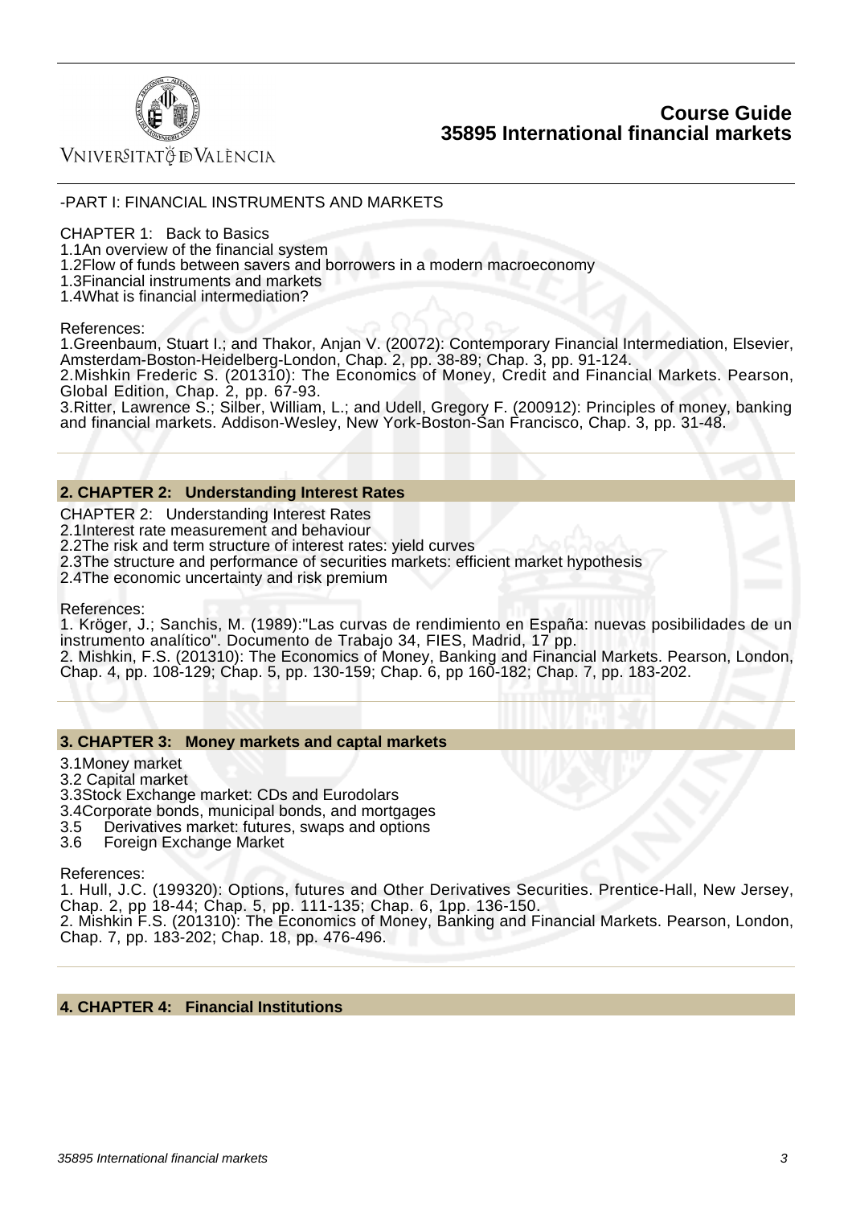-PART I: FINANCIAL INSTRUMENTS AND MARKETS

CHAPTER 1: Back to Basics
1.1An overview of the financial system
1.2Flow of funds between savers and borrowers in a modern macroeconomy
1.3Financial instruments and markets
1.4What is financial intermediation?

References:
1.Greenbaum, Stuart I.; and Thakor, Anjan V. (20072): Contemporary Financial Intermediation, Elsevier, Amsterdam-Boston-Heidelberg-London, Chap. 2, pp. 38-89; Chap. 3, pp. 91-124.
2.Mishkin Frederic S. (201310): The Economics of Money, Credit and Financial Markets. Pearson, Global Edition, Chap. 2, pp. 67-93.
3.Ritter, Lawrence S.; Silber, William, L.; and Udell, Gregory F. (200912): Principles of money, banking and financial markets. Addison-Wesley, New York-Boston-San Francisco, Chap. 3, pp. 31-48.

## 2. CHAPTER 2: Understanding Interest Rates

CHAPTER 2: Understanding Interest Rates
2.1Interest rate measurement and behaviour
2.2The risk and term structure of interest rates: yield curves
2.3The structure and performance of securities markets: efficient market hypothesis
2.4The economic uncertainty and risk premium

References:
1. Kröger, J.; Sanchis, M. (1989):"Las curvas de rendimiento en España: nuevas posibilidades de un instrumento analítico". Documento de Trabajo 34, FIES, Madrid, 17 pp.
2. Mishkin, F.S. (201310): The Economics of Money, Banking and Financial Markets. Pearson, London, Chap. 4, pp. 108-129; Chap. 5, pp. 130-159; Chap. 6, pp 160-182; Chap. 7, pp. 183-202.

## 3. CHAPTER 3: Money markets and captal markets

3.1Money market
3.2 Capital market
3.3Stock Exchange market: CDs and Eurodolars
3.4Corporate bonds, municipal bonds, and mortgages
3.5 Derivatives market: futures, swaps and options
3.6 Foreign Exchange Market

References:
1. Hull, J.C. (199320): Options, futures and Other Derivatives Securities. Prentice-Hall, New Jersey, Chap. 2, pp 18-44; Chap. 5, pp. 111-135; Chap. 6, 1pp. 136-150.
2. Mishkin F.S. (201310): The Economics of Money, Banking and Financial Markets. Pearson, London, Chap. 7, pp. 183-202; Chap. 18, pp. 476-496.

## 4. CHAPTER 4: Financial Institutions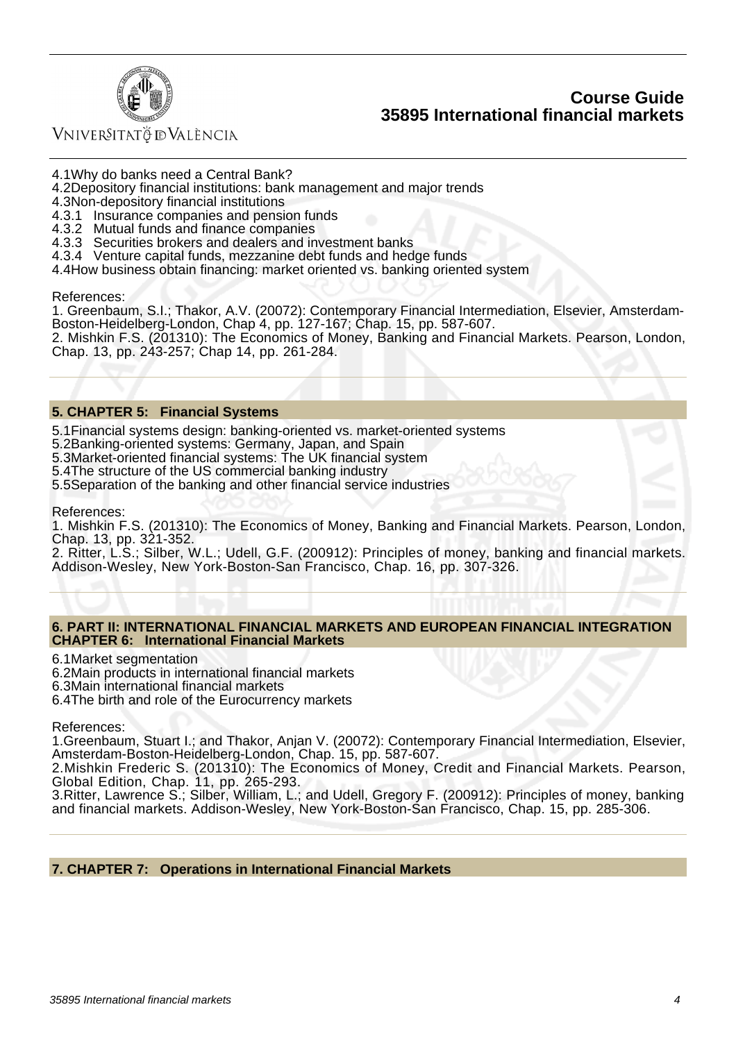4.1Why do banks need a Central Bank?
4.2Depository financial institutions: bank management and major trends
4.3Non-depository financial institutions
4.3.1 Insurance companies and pension funds
4.3.2 Mutual funds and finance companies
4.3.3 Securities brokers and dealers and investment banks
4.3.4 Venture capital funds, mezzanine debt funds and hedge funds
4.4How business obtain financing: market oriented vs. banking oriented system

References:
1. Greenbaum, S.I.; Thakor, A.V. (20072): Contemporary Financial Intermediation, Elsevier, Amsterdam-Boston-Heidelberg-London, Chap 4, pp. 127-167; Chap. 15, pp. 587-607.
2. Mishkin F.S. (201310): The Economics of Money, Banking and Financial Markets. Pearson, London, Chap. 13, pp. 243-257; Chap 14, pp. 261-284.

## 5. CHAPTER 5: Financial Systems

5.1Financial systems design: banking-oriented vs. market-oriented systems
5.2Banking-oriented systems: Germany, Japan, and Spain
5.3Market-oriented financial systems: The UK financial system
5.4The structure of the US commercial banking industry
5.5Separation of the banking and other financial service industries

References:
1. Mishkin F.S. (201310): The Economics of Money, Banking and Financial Markets. Pearson, London, Chap. 13, pp. 321-352.
2. Ritter, L.S.; Silber, W.L.; Udell, G.F. (200912): Principles of money, banking and financial markets. Addison-Wesley, New York-Boston-San Francisco, Chap. 16, pp. 307-326.

## 6. PART II: INTERNATIONAL FINANCIAL MARKETS AND EUROPEAN FINANCIAL INTEGRATION CHAPTER 6: International Financial Markets

6.1Market segmentation
6.2Main products in international financial markets
6.3Main international financial markets
6.4The birth and role of the Eurocurrency markets

References:
1.Greenbaum, Stuart I.; and Thakor, Anjan V. (20072): Contemporary Financial Intermediation, Elsevier, Amsterdam-Boston-Heidelberg-London, Chap. 15, pp. 587-607.
2.Mishkin Frederic S. (201310): The Economics of Money, Credit and Financial Markets. Pearson, Global Edition, Chap. 11, pp. 265-293.
3.Ritter, Lawrence S.; Silber, William, L.; and Udell, Gregory F. (200912): Principles of money, banking and financial markets. Addison-Wesley, New York-Boston-San Francisco, Chap. 15, pp. 285-306.

## 7. CHAPTER 7: Operations in International Financial Markets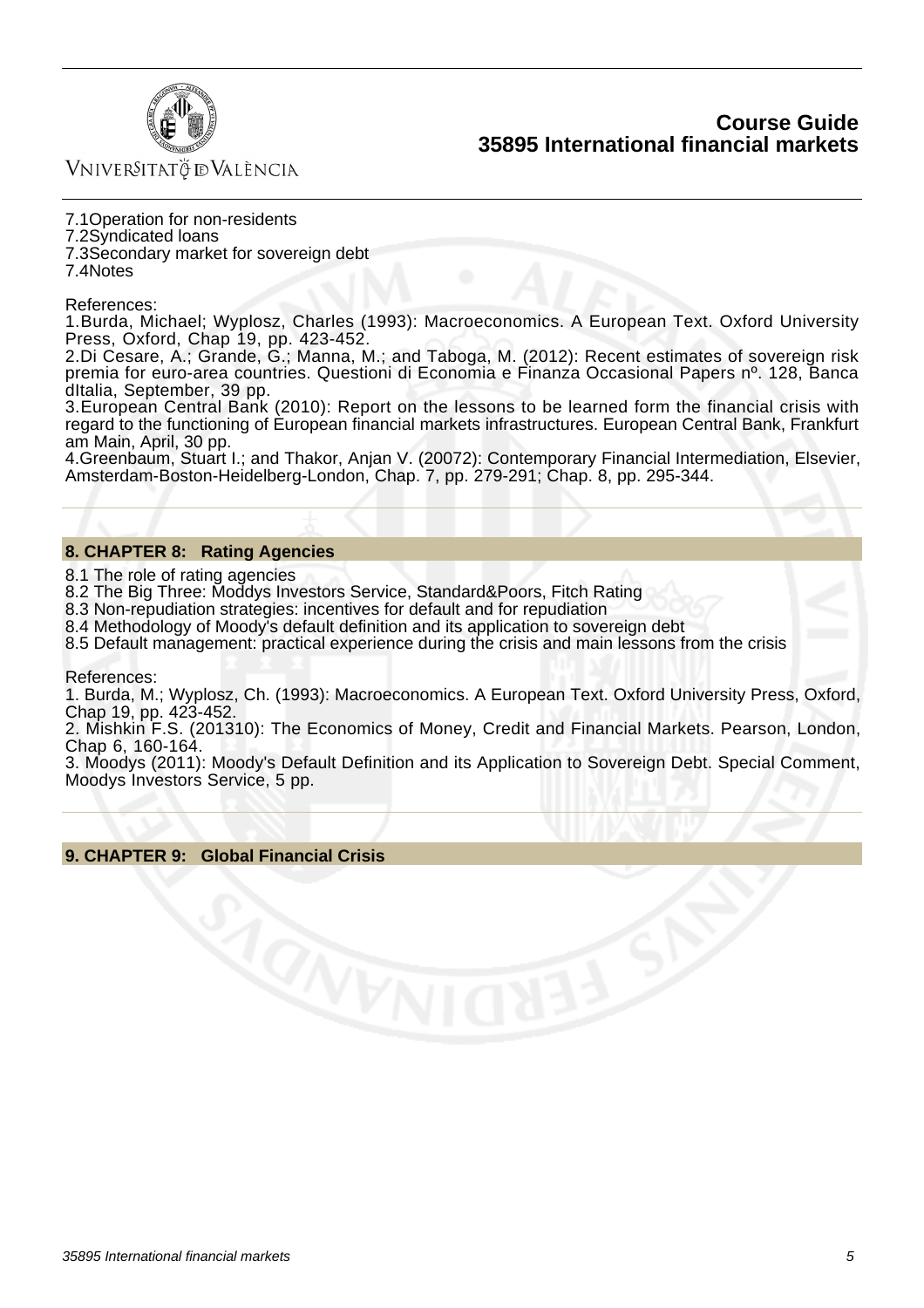7.1Operation for non-residents
7.2Syndicated loans
7.3Secondary market for sovereign debt
7.4Notes

References:
1.Burda, Michael; Wyplosz, Charles (1993): Macroeconomics. A European Text. Oxford University Press, Oxford, Chap 19, pp. 423-452.
2.Di Cesare, A.; Grande, G.; Manna, M.; and Taboga, M. (2012): Recent estimates of sovereign risk premia for euro-area countries. Questioni di Economia e Finanza Occasional Papers nº. 128, Banca dItalia, September, 39 pp.
3.European Central Bank (2010): Report on the lessons to be learned form the financial crisis with regard to the functioning of European financial markets infrastructures. European Central Bank, Frankfurt am Main, April, 30 pp.
4.Greenbaum, Stuart I.; and Thakor, Anjan V. (20072): Contemporary Financial Intermediation, Elsevier, Amsterdam-Boston-Heidelberg-London, Chap. 7, pp. 279-291; Chap. 8, pp. 295-344.

## 8. CHAPTER 8: Rating Agencies

8.1 The role of rating agencies
8.2 The Big Three: Moddys Investors Service, Standard&Poors, Fitch Rating
8.3 Non-repudiation strategies: incentives for default and for repudiation
8.4 Methodology of Moody's default definition and its application to sovereign debt
8.5 Default management: practical experience during the crisis and main lessons from the crisis

References:
1. Burda, M.; Wyplosz, Ch. (1993): Macroeconomics. A European Text. Oxford University Press, Oxford, Chap 19, pp. 423-452.
2. Mishkin F.S. (201310): The Economics of Money, Credit and Financial Markets. Pearson, London, Chap 6, 160-164.
3. Moodys (2011): Moody's Default Definition and its Application to Sovereign Debt. Special Comment, Moodys Investors Service, 5 pp.

## 9. CHAPTER 9: Global Financial Crisis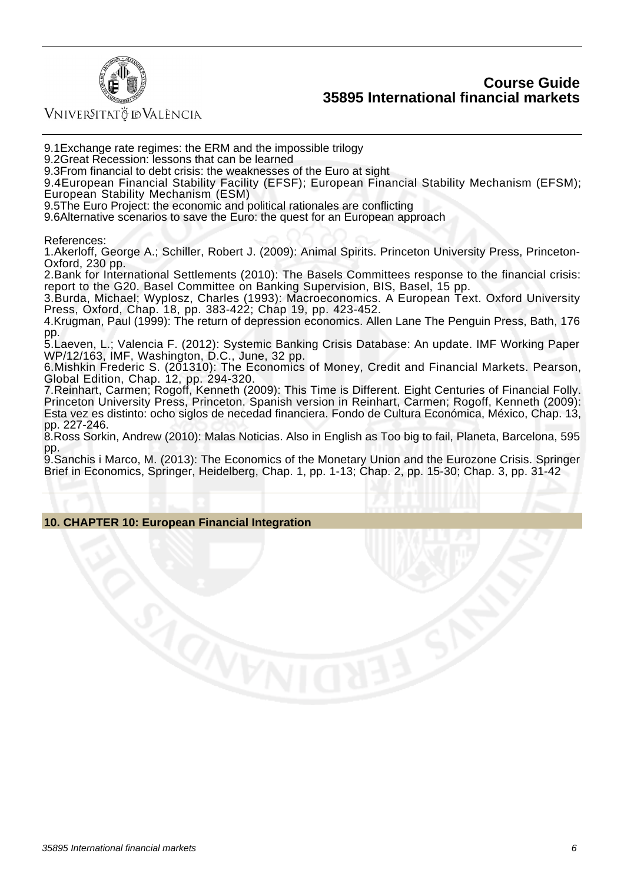9.1Exchange rate regimes: the ERM and the impossible trilogy
9.2Great Recession: lessons that can be learned
9.3From financial to debt crisis: the weaknesses of the Euro at sight
9.4European Financial Stability Facility (EFSF); European Financial Stability Mechanism (EFSM); European Stability Mechanism (ESM)
9.5The Euro Project: the economic and political rationales are conflicting
9.6Alternative scenarios to save the Euro: the quest for an European approach

References:
1.Akerloff, George A.; Schiller, Robert J. (2009): Animal Spirits. Princeton University Press, Princeton-Oxford, 230 pp.
2.Bank for International Settlements (2010): The Basels Committees response to the financial crisis: report to the G20. Basel Committee on Banking Supervision, BIS, Basel, 15 pp.
3.Burda, Michael; Wyplosz, Charles (1993): Macroeconomics. A European Text. Oxford University Press, Oxford, Chap. 18, pp. 383-422; Chap 19, pp. 423-452.
4.Krugman, Paul (1999): The return of depression economics. Allen Lane The Penguin Press, Bath, 176 pp.
5.Laeven, L.; Valencia F. (2012): Systemic Banking Crisis Database: An update. IMF Working Paper WP/12/163, IMF, Washington, D.C., June, 32 pp.
6.Mishkin Frederic S. (201310): The Economics of Money, Credit and Financial Markets. Pearson, Global Edition, Chap. 12, pp. 294-320.
7.Reinhart, Carmen; Rogoff, Kenneth (2009): This Time is Different. Eight Centuries of Financial Folly. Princeton University Press, Princeton. Spanish version in Reinhart, Carmen; Rogoff, Kenneth (2009): Esta vez es distinto: ocho siglos de necedad financiera. Fondo de Cultura Económica, México, Chap. 13, pp. 227-246.
8.Ross Sorkin, Andrew (2010): Malas Noticias. Also in English as Too big to fail, Planeta, Barcelona, 595 pp.
9.Sanchis i Marco, M. (2013): The Economics of the Monetary Union and the Eurozone Crisis. Springer Brief in Economics, Springer, Heidelberg, Chap. 1, pp. 1-13; Chap. 2, pp. 15-30; Chap. 3, pp. 31-42

## 10. CHAPTER 10: European Financial Integration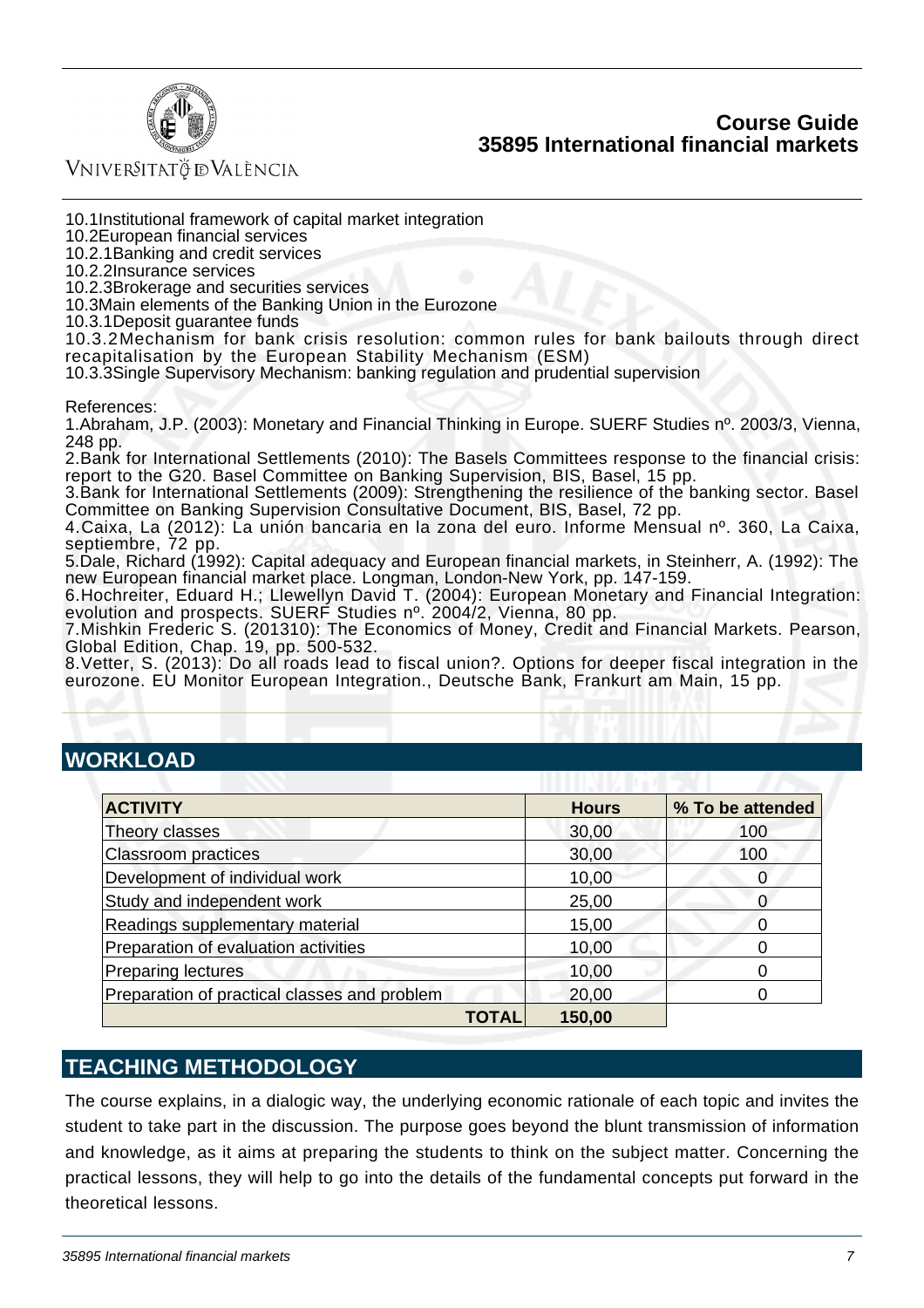10.1Institutional framework of capital market integration
10.2European financial services
10.2.1Banking and credit services
10.2.2Insurance services
10.2.3Brokerage and securities services
10.3Main elements of the Banking Union in the Eurozone
10.3.1Deposit guarantee funds
10.3.2Mechanism for bank crisis resolution: common rules for bank bailouts through direct recapitalisation by the European Stability Mechanism (ESM)
10.3.3Single Supervisory Mechanism: banking regulation and prudential supervision

References:
1.Abraham, J.P. (2003): Monetary and Financial Thinking in Europe. SUERF Studies nº. 2003/3, Vienna, 248 pp.
2.Bank for International Settlements (2010): The Basels Committees response to the financial crisis: report to the G20. Basel Committee on Banking Supervision, BIS, Basel, 15 pp.
3.Bank for International Settlements (2009): Strengthening the resilience of the banking sector. Basel Committee on Banking Supervision Consultative Document, BIS, Basel, 72 pp.
4.Caixa, La (2012): La unión bancaria en la zona del euro. Informe Mensual nº. 360, La Caixa, septiembre, 72 pp.
5.Dale, Richard (1992): Capital adequacy and European financial markets, in Steinherr, A. (1992): The new European financial market place. Longman, London-New York, pp. 147-159.
6.Hochreiter, Eduard H.; Llewellyn David T. (2004): European Monetary and Financial Integration: evolution and prospects. SUERF Studies nº. 2004/2, Vienna, 80 pp.
7.Mishkin Frederic S. (201310): The Economics of Money, Credit and Financial Markets. Pearson, Global Edition, Chap. 19, pp. 500-532.
8.Vetter, S. (2013): Do all roads lead to fiscal union?. Options for deeper fiscal integration in the eurozone. EU Monitor European Integration., Deutsche Bank, Frankurt am Main, 15 pp.

## WORKLOAD

| ACTIVITY | Hours | % To be attended |
|---|---|---|
| Theory classes | 30,00 | 100 |
| Classroom practices | 30,00 | 100 |
| Development of individual work | 10,00 | 0 |
| Study and independent work | 25,00 | 0 |
| Readings supplementary material | 15,00 | 0 |
| Preparation of evaluation activities | 10,00 | 0 |
| Preparing lectures | 10,00 | 0 |
| Preparation of practical classes and problem | 20,00 | 0 |
| **TOTAL** | **150,00** | |

## TEACHING METHODOLOGY

The course explains, in a dialogic way, the underlying economic rationale of each topic and invites the student to take part in the discussion. The purpose goes beyond the blunt transmission of information and knowledge, as it aims at preparing the students to think on the subject matter. Concerning the practical lessons, they will help to go into the details of the fundamental concepts put forward in the theoretical lessons.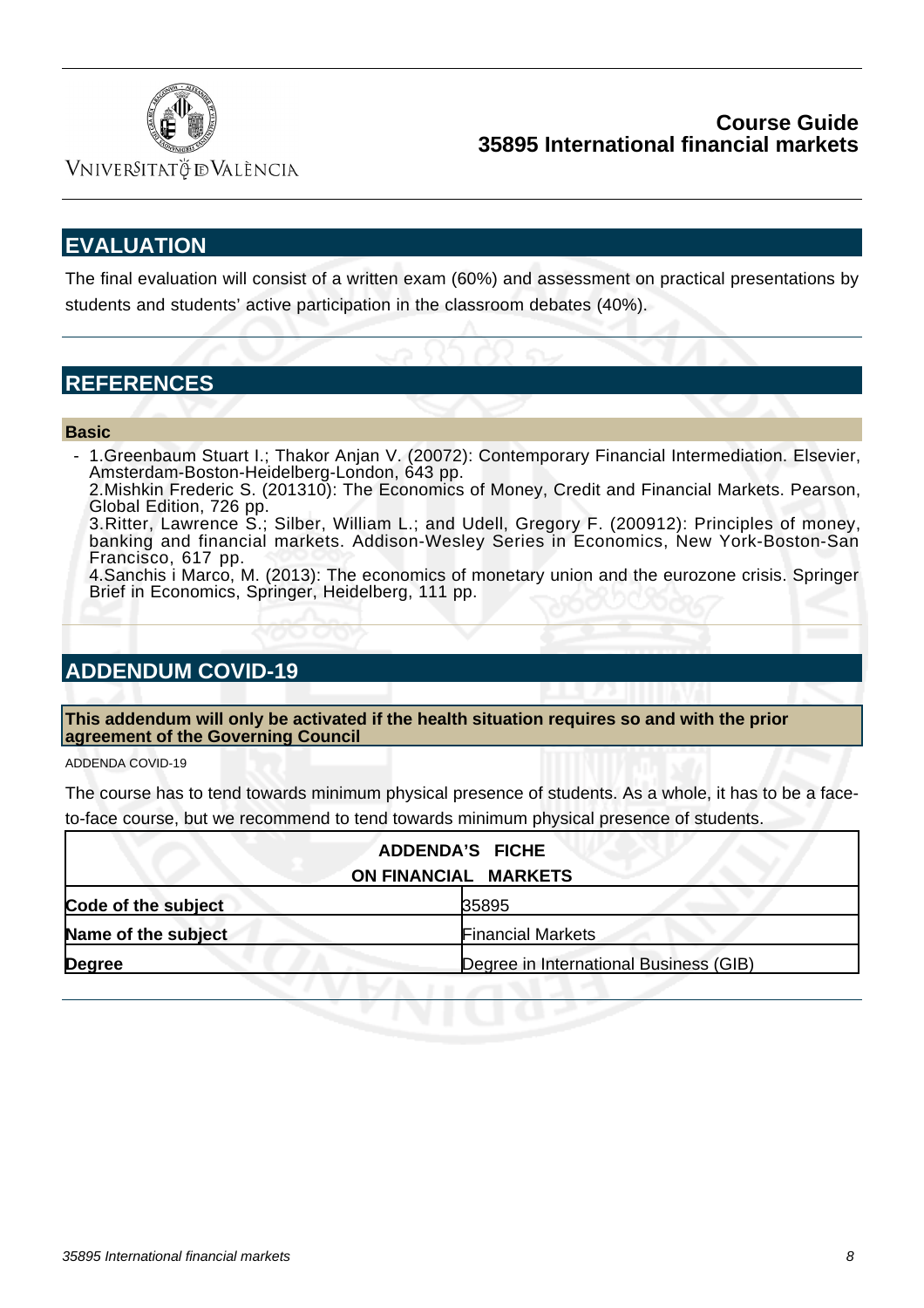## EVALUATION

The final evaluation will consist of a written exam (60%) and assessment on practical presentations by students and students' active participation in the classroom debates (40%).

## REFERENCES

### Basic

- 1.Greenbaum Stuart I.; Thakor Anjan V. (20072): Contemporary Financial Intermediation. Elsevier, Amsterdam-Boston-Heidelberg-London, 643 pp.
  2.Mishkin Frederic S. (201310): The Economics of Money, Credit and Financial Markets. Pearson, Global Edition, 726 pp.
  3.Ritter, Lawrence S.; Silber, William L.; and Udell, Gregory F. (200912): Principles of money, banking and financial markets. Addison-Wesley Series in Economics, New York-Boston-San Francisco, 617 pp.
  4.Sanchis i Marco, M. (2013): The economics of monetary union and the eurozone crisis. Springer Brief in Economics, Springer, Heidelberg, 111 pp.

## ADDENDUM COVID-19

**This addendum will only be activated if the health situation requires so and with the prior agreement of the Governing Council**

ADDENDA COVID-19

The course has to tend towards minimum physical presence of students. As a whole, it has to be a face-to-face course, but we recommend to tend towards minimum physical presence of students.

| ADDENDA'S FICHE ON FINANCIAL MARKETS | |
|---|---|
| **Code of the subject** | 35895 |
| **Name of the subject** | Financial Markets |
| **Degree** | Degree in International Business (GIB) |